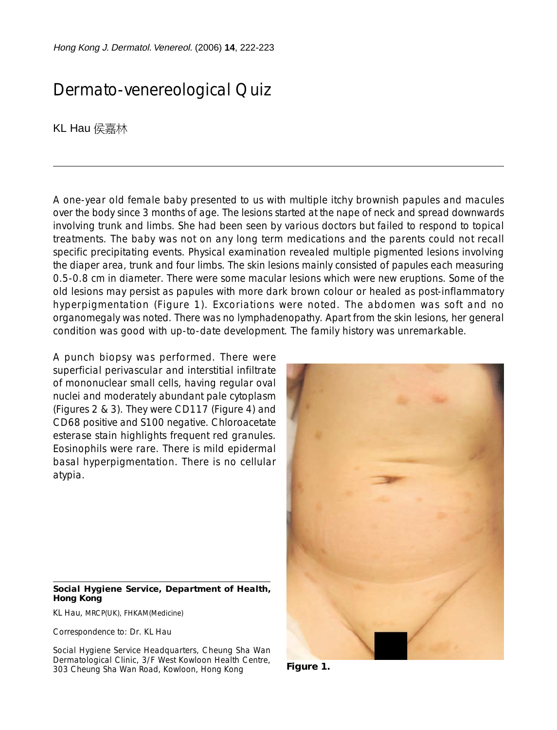# Dermato-venereological Quiz

KL Hau 侯嘉林

A one-year old female baby presented to us with multiple itchy brownish papules and macules over the body since 3 months of age. The lesions started at the nape of neck and spread downwards involving trunk and limbs. She had been seen by various doctors but failed to respond to topical treatments. The baby was not on any long term medications and the parents could not recall specific precipitating events. Physical examination revealed multiple pigmented lesions involving the diaper area, trunk and four limbs. The skin lesions mainly consisted of papules each measuring 0.5-0.8 cm in diameter. There were some macular lesions which were new eruptions. Some of the old lesions may persist as papules with more dark brown colour or healed as post-inflammatory hyperpigmentation (Figure 1). Excoriations were noted. The abdomen was soft and no organomegaly was noted. There was no lymphadenopathy. Apart from the skin lesions, her general condition was good with up-to-date development. The family history was unremarkable.

A punch biopsy was performed. There were superficial perivascular and interstitial infiltrate of mononuclear small cells, having regular oval nuclei and moderately abundant pale cytoplasm (Figures 2 & 3). They were CD117 (Figure 4) and CD68 positive and S100 negative. Chloroacetate esterase stain highlights frequent red granules. Eosinophils were rare. There is mild epidermal basal hyperpigmentation. There is no cellular atypia.

**Figure 1.**

**Social Hygiene Service, Department of Health, Hong Kong**

KL Hau, MRCP(UK), FHKAM(Medicine)

Correspondence to: Dr. KL Hau

Social Hygiene Service Headquarters, Cheung Sha Wan Dermatological Clinic, 3/F West Kowloon Health Centre, 303 Cheung Sha Wan Road, Kowloon, Hong Kong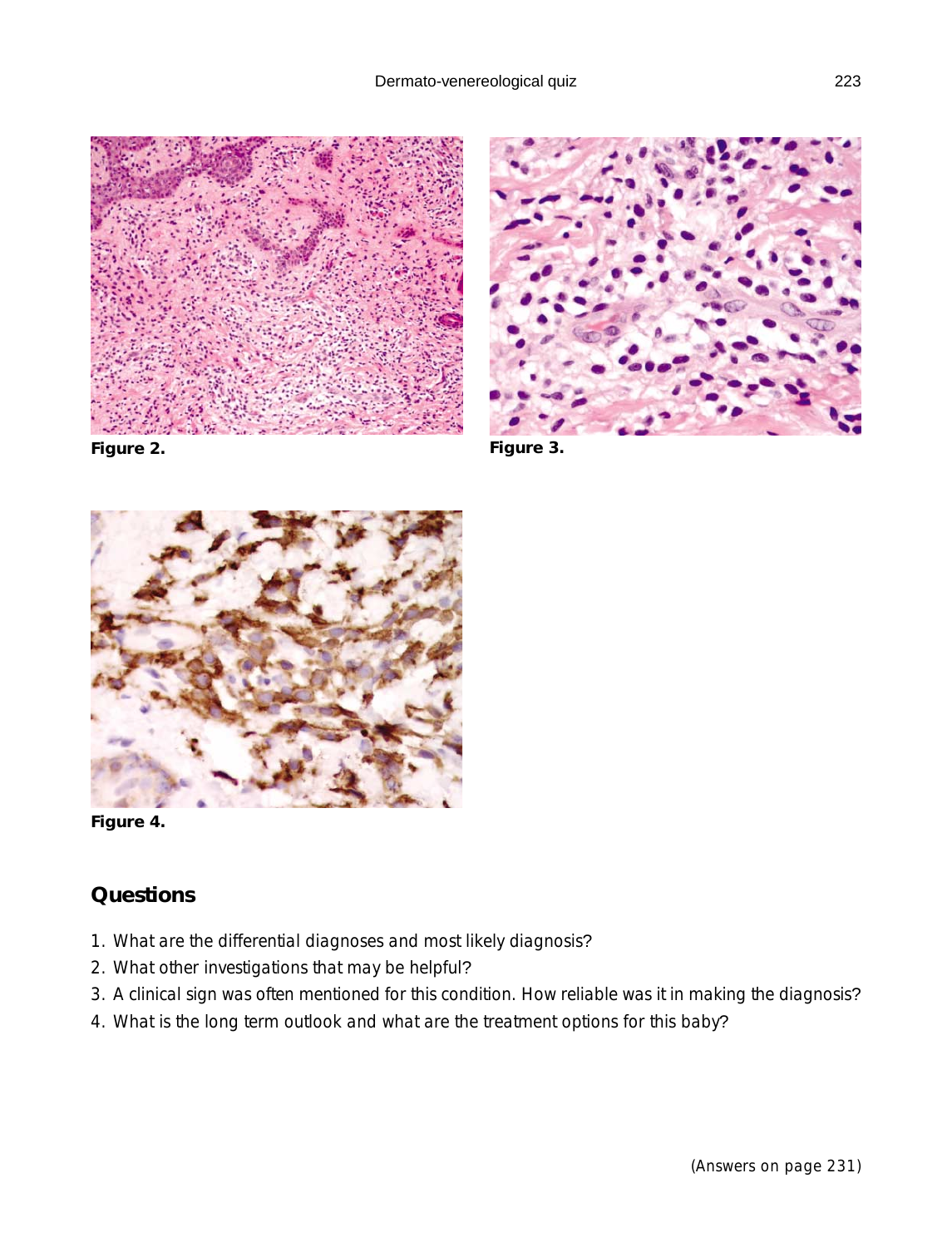Figure 2.

Figure 3.

Figure 4.

## Questions

1. What are the differential diagnoses and most likely diagnosis?
2. What other investigations that may be helpful?
3. A clinical sign was often mentioned for this condition. How reliable was it in making the diagnosis?
4. What is the long term outlook and what are the treatment options for this baby?

(Answers on page 231)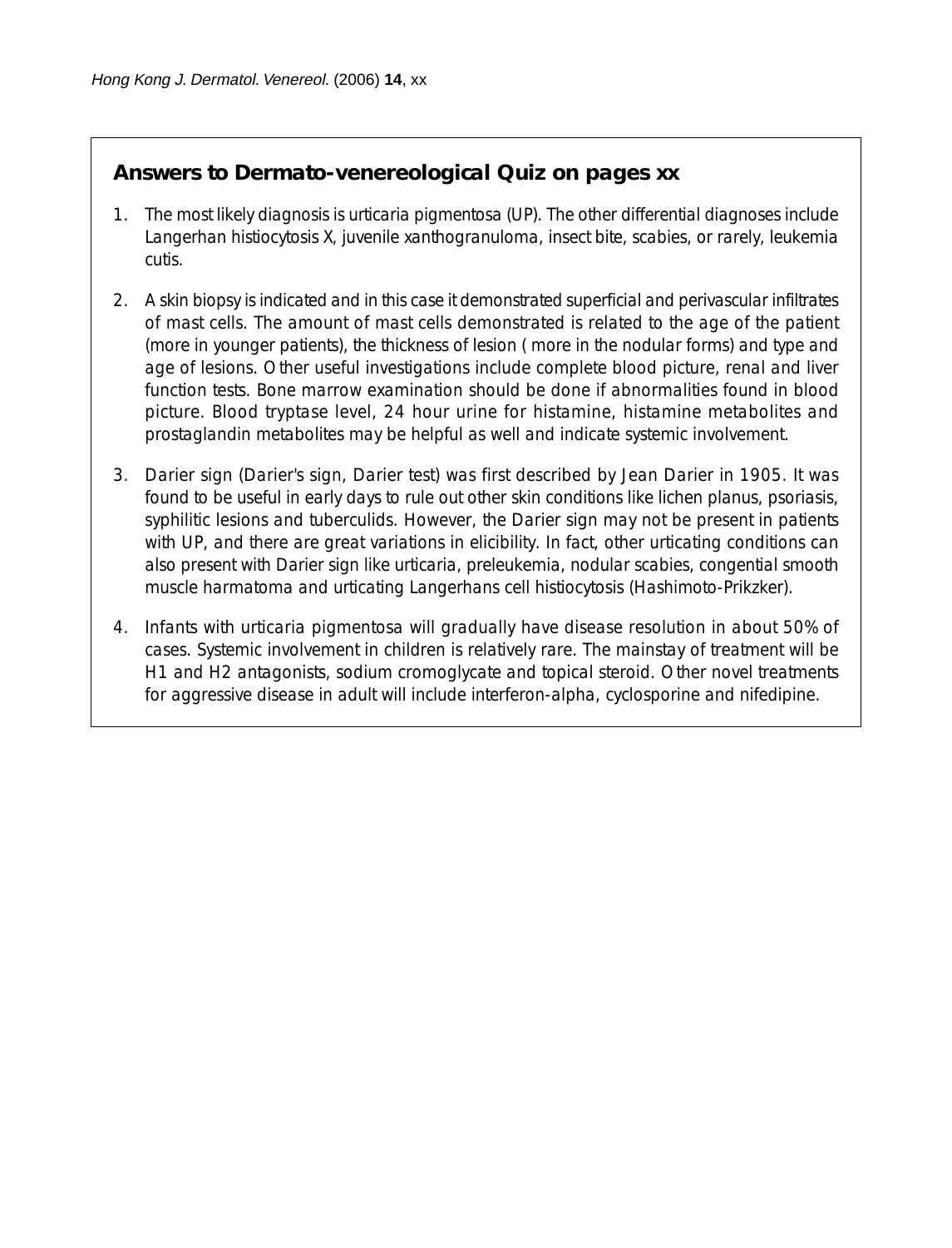## Answers to Dermato-venereological Quiz on pages xx

1. The most likely diagnosis is urticaria pigmentosa (UP). The other differential diagnoses include Langerhan histiocytosis X, juvenile xanthogranuloma, insect bite, scabies, or rarely, leukemia cutis.

2. A skin biopsy is indicated and in this case it demonstrated superficial and perivascular infiltrates of mast cells. The amount of mast cells demonstrated is related to the age of the patient (more in younger patients), the thickness of lesion ( more in the nodular forms) and type and age of lesions. Other useful investigations include complete blood picture, renal and liver function tests. Bone marrow examination should be done if abnormalities found in blood picture. Blood tryptase level, 24 hour urine for histamine, histamine metabolites and prostaglandin metabolites may be helpful as well and indicate systemic involvement.

3. Darier sign (Darier's sign, Darier test) was first described by Jean Darier in 1905. It was found to be useful in early days to rule out other skin conditions like lichen planus, psoriasis, syphilitic lesions and tuberculids. However, the Darier sign may not be present in patients with UP, and there are great variations in elicibility. In fact, other urticating conditions can also present with Darier sign like urticaria, preleukemia, nodular scabies, congential smooth muscle harmatoma and urticating Langerhans cell histiocytosis (Hashimoto-Prikzker).

4. Infants with urticaria pigmentosa will gradually have disease resolution in about 50% of cases. Systemic involvement in children is relatively rare. The mainstay of treatment will be H1 and H2 antagonists, sodium cromoglycate and topical steroid. Other novel treatments for aggressive disease in adult will include interferon-alpha, cyclosporine and nifedipine.